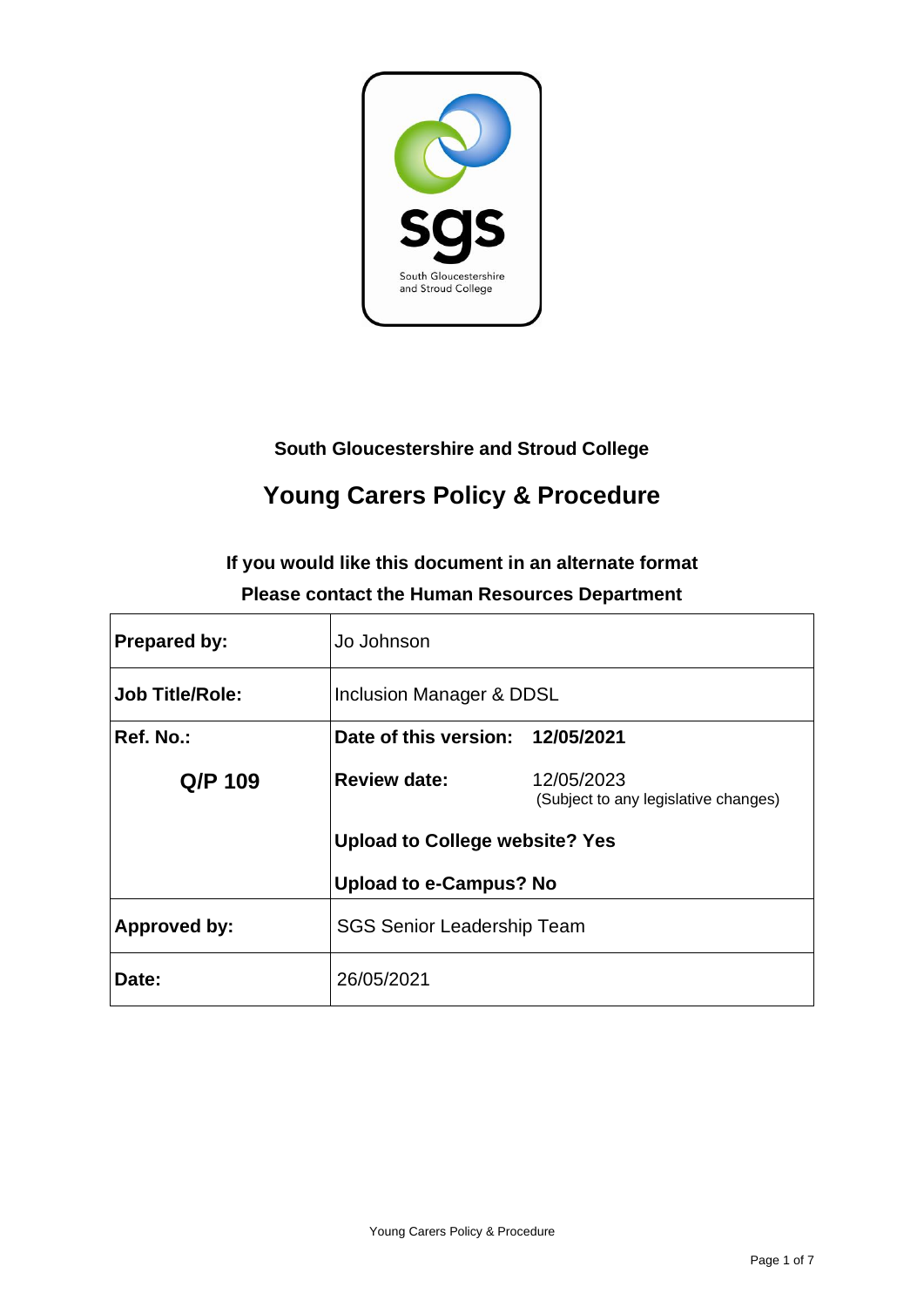South Gloucestershire and Stroud College

# Young Carers Policy & Procedure

**If you would like this document in an alternate format**

**Please contact the Human Resources Department**

| **Prepared by:** | Jo Johnson |
|---|---|
| **Job Title/Role:** | Inclusion Manager & DDSL |
| **Ref. No.:** <br> **Q/P 109** | **Date of this version:** **12/05/2021** <br> **Review date:** 12/05/2023 (Subject to any legislative changes) <br> **Upload to College website? Yes** <br> **Upload to e-Campus? No** |
| **Approved by:** | SGS Senior Leadership Team |
| **Date:** | 26/05/2021 |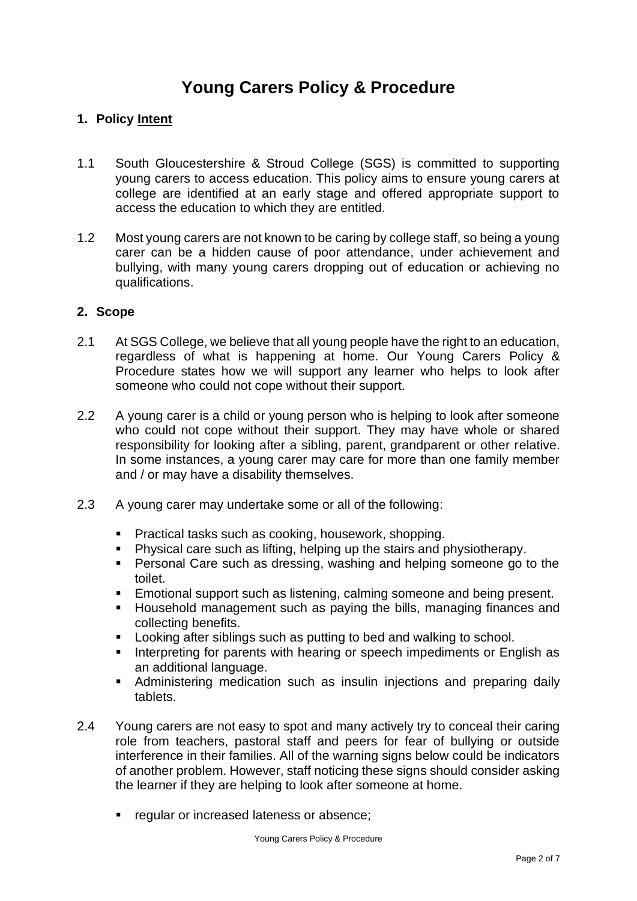# Young Carers Policy & Procedure

## 1. Policy Intent

1.1 South Gloucestershire & Stroud College (SGS) is committed to supporting young carers to access education. This policy aims to ensure young carers at college are identified at an early stage and offered appropriate support to access the education to which they are entitled.

1.2 Most young carers are not known to be caring by college staff, so being a young carer can be a hidden cause of poor attendance, under achievement and bullying, with many young carers dropping out of education or achieving no qualifications.

## 2. Scope

2.1 At SGS College, we believe that all young people have the right to an education, regardless of what is happening at home. Our Young Carers Policy & Procedure states how we will support any learner who helps to look after someone who could not cope without their support.

2.2 A young carer is a child or young person who is helping to look after someone who could not cope without their support. They may have whole or shared responsibility for looking after a sibling, parent, grandparent or other relative. In some instances, a young carer may care for more than one family member and / or may have a disability themselves.

2.3 A young carer may undertake some or all of the following:

- Practical tasks such as cooking, housework, shopping.
- Physical care such as lifting, helping up the stairs and physiotherapy.
- Personal Care such as dressing, washing and helping someone go to the toilet.
- Emotional support such as listening, calming someone and being present.
- Household management such as paying the bills, managing finances and collecting benefits.
- Looking after siblings such as putting to bed and walking to school.
- Interpreting for parents with hearing or speech impediments or English as an additional language.
- Administering medication such as insulin injections and preparing daily tablets.

2.4 Young carers are not easy to spot and many actively try to conceal their caring role from teachers, pastoral staff and peers for fear of bullying or outside interference in their families. All of the warning signs below could be indicators of another problem. However, staff noticing these signs should consider asking the learner if they are helping to look after someone at home.

- regular or increased lateness or absence;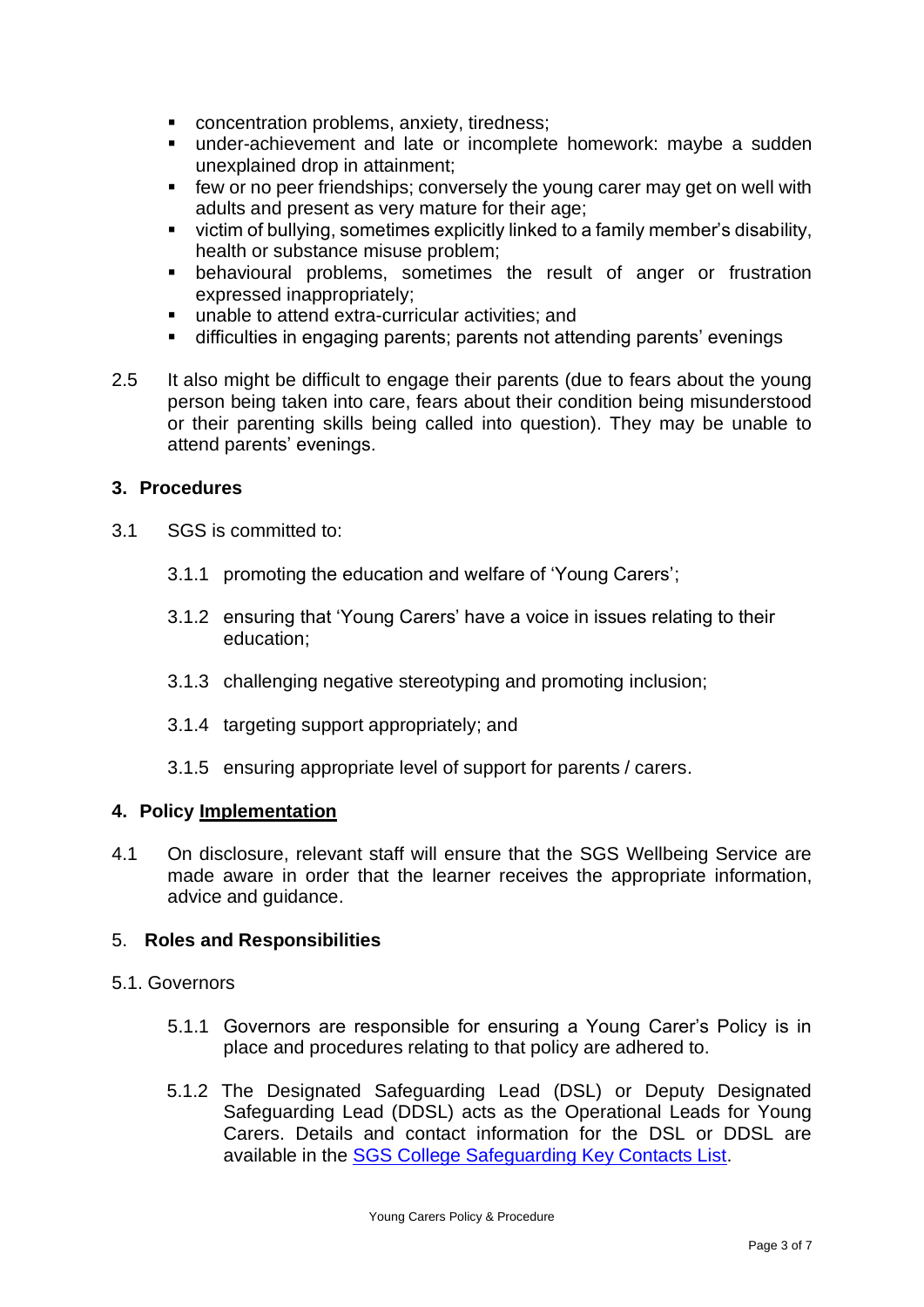- concentration problems, anxiety, tiredness;
- under-achievement and late or incomplete homework: maybe a sudden unexplained drop in attainment;
- few or no peer friendships; conversely the young carer may get on well with adults and present as very mature for their age;
- victim of bullying, sometimes explicitly linked to a family member's disability, health or substance misuse problem;
- behavioural problems, sometimes the result of anger or frustration expressed inappropriately;
- unable to attend extra-curricular activities; and
- difficulties in engaging parents; parents not attending parents' evenings

2.5 It also might be difficult to engage their parents (due to fears about the young person being taken into care, fears about their condition being misunderstood or their parenting skills being called into question). They may be unable to attend parents' evenings.

## 3. Procedures

3.1 SGS is committed to:

3.1.1 promoting the education and welfare of 'Young Carers';

3.1.2 ensuring that 'Young Carers' have a voice in issues relating to their education;

3.1.3 challenging negative stereotyping and promoting inclusion;

3.1.4 targeting support appropriately; and

3.1.5 ensuring appropriate level of support for parents / carers.

## 4. Policy Implementation

4.1 On disclosure, relevant staff will ensure that the SGS Wellbeing Service are made aware in order that the learner receives the appropriate information, advice and guidance.

## 5. Roles and Responsibilities

5.1. Governors

5.1.1 Governors are responsible for ensuring a Young Carer's Policy is in place and procedures relating to that policy are adhered to.

5.1.2 The Designated Safeguarding Lead (DSL) or Deputy Designated Safeguarding Lead (DDSL) acts as the Operational Leads for Young Carers. Details and contact information for the DSL or DDSL are available in the SGS College Safeguarding Key Contacts List.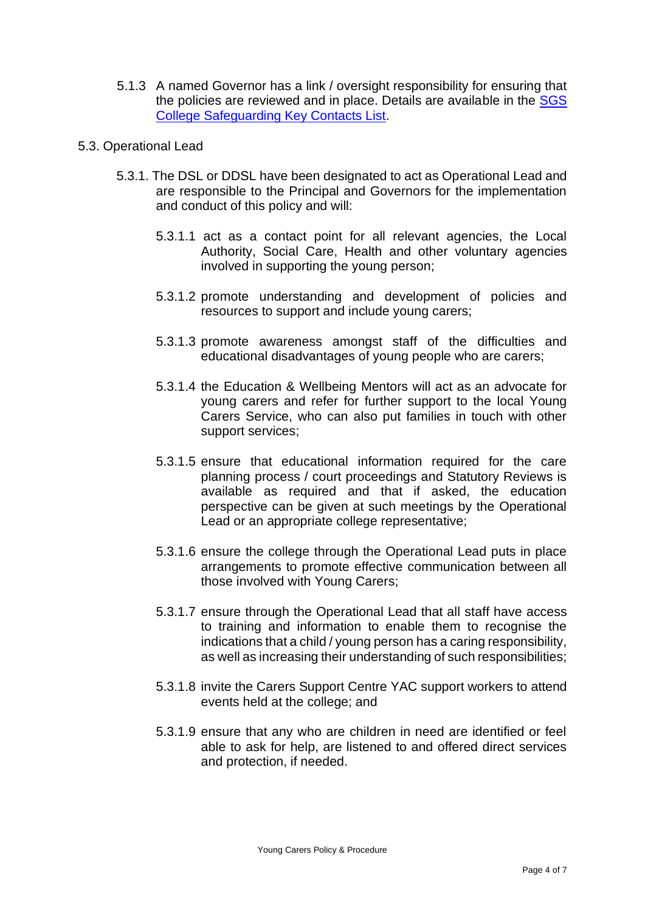5.1.3 A named Governor has a link / oversight responsibility for ensuring that the policies are reviewed and in place. Details are available in the [SGS College Safeguarding Key Contacts List]().

5.3. Operational Lead

5.3.1. The DSL or DDSL have been designated to act as Operational Lead and are responsible to the Principal and Governors for the implementation and conduct of this policy and will:

5.3.1.1 act as a contact point for all relevant agencies, the Local Authority, Social Care, Health and other voluntary agencies involved in supporting the young person;

5.3.1.2 promote understanding and development of policies and resources to support and include young carers;

5.3.1.3 promote awareness amongst staff of the difficulties and educational disadvantages of young people who are carers;

5.3.1.4 the Education & Wellbeing Mentors will act as an advocate for young carers and refer for further support to the local Young Carers Service, who can also put families in touch with other support services;

5.3.1.5 ensure that educational information required for the care planning process / court proceedings and Statutory Reviews is available as required and that if asked, the education perspective can be given at such meetings by the Operational Lead or an appropriate college representative;

5.3.1.6 ensure the college through the Operational Lead puts in place arrangements to promote effective communication between all those involved with Young Carers;

5.3.1.7 ensure through the Operational Lead that all staff have access to training and information to enable them to recognise the indications that a child / young person has a caring responsibility, as well as increasing their understanding of such responsibilities;

5.3.1.8 invite the Carers Support Centre YAC support workers to attend events held at the college; and

5.3.1.9 ensure that any who are children in need are identified or feel able to ask for help, are listened to and offered direct services and protection, if needed.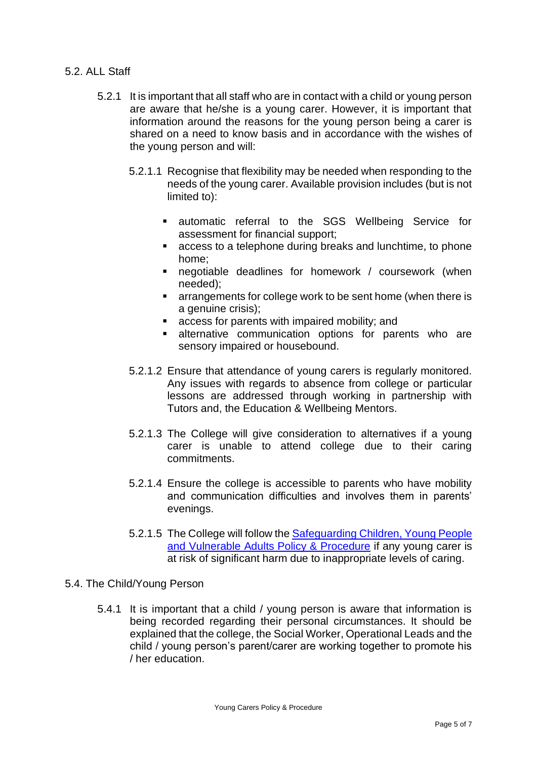## 5.2. ALL Staff

5.2.1 It is important that all staff who are in contact with a child or young person are aware that he/she is a young carer. However, it is important that information around the reasons for the young person being a carer is shared on a need to know basis and in accordance with the wishes of the young person and will:

5.2.1.1 Recognise that flexibility may be needed when responding to the needs of the young carer. Available provision includes (but is not limited to):

- automatic referral to the SGS Wellbeing Service for assessment for financial support;
- access to a telephone during breaks and lunchtime, to phone home;
- negotiable deadlines for homework / coursework (when needed);
- arrangements for college work to be sent home (when there is a genuine crisis);
- access for parents with impaired mobility; and
- alternative communication options for parents who are sensory impaired or housebound.

5.2.1.2 Ensure that attendance of young carers is regularly monitored. Any issues with regards to absence from college or particular lessons are addressed through working in partnership with Tutors and, the Education & Wellbeing Mentors.

5.2.1.3 The College will give consideration to alternatives if a young carer is unable to attend college due to their caring commitments.

5.2.1.4 Ensure the college is accessible to parents who have mobility and communication difficulties and involves them in parents' evenings.

5.2.1.5 The College will follow the Safeguarding Children, Young People and Vulnerable Adults Policy & Procedure if any young carer is at risk of significant harm due to inappropriate levels of caring.

## 5.4. The Child/Young Person

5.4.1 It is important that a child / young person is aware that information is being recorded regarding their personal circumstances. It should be explained that the college, the Social Worker, Operational Leads and the child / young person's parent/carer are working together to promote his / her education.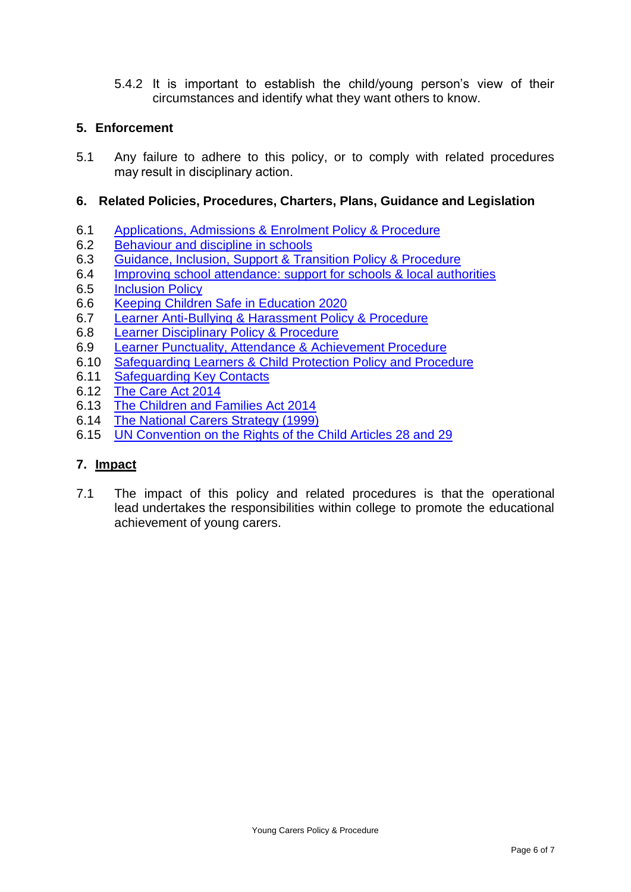5.4.2 It is important to establish the child/young person's view of their circumstances and identify what they want others to know.

## 5. Enforcement

5.1 Any failure to adhere to this policy, or to comply with related procedures may result in disciplinary action.

## 6. Related Policies, Procedures, Charters, Plans, Guidance and Legislation

6.1 Applications, Admissions & Enrolment Policy & Procedure
6.2 Behaviour and discipline in schools
6.3 Guidance, Inclusion, Support & Transition Policy & Procedure
6.4 Improving school attendance: support for schools & local authorities
6.5 Inclusion Policy
6.6 Keeping Children Safe in Education 2020
6.7 Learner Anti-Bullying & Harassment Policy & Procedure
6.8 Learner Disciplinary Policy & Procedure
6.9 Learner Punctuality, Attendance & Achievement Procedure
6.10 Safeguarding Learners & Child Protection Policy and Procedure
6.11 Safeguarding Key Contacts
6.12 The Care Act 2014
6.13 The Children and Families Act 2014
6.14 The National Carers Strategy (1999)
6.15 UN Convention on the Rights of the Child Articles 28 and 29

## 7. Impact

7.1 The impact of this policy and related procedures is that the operational lead undertakes the responsibilities within college to promote the educational achievement of young carers.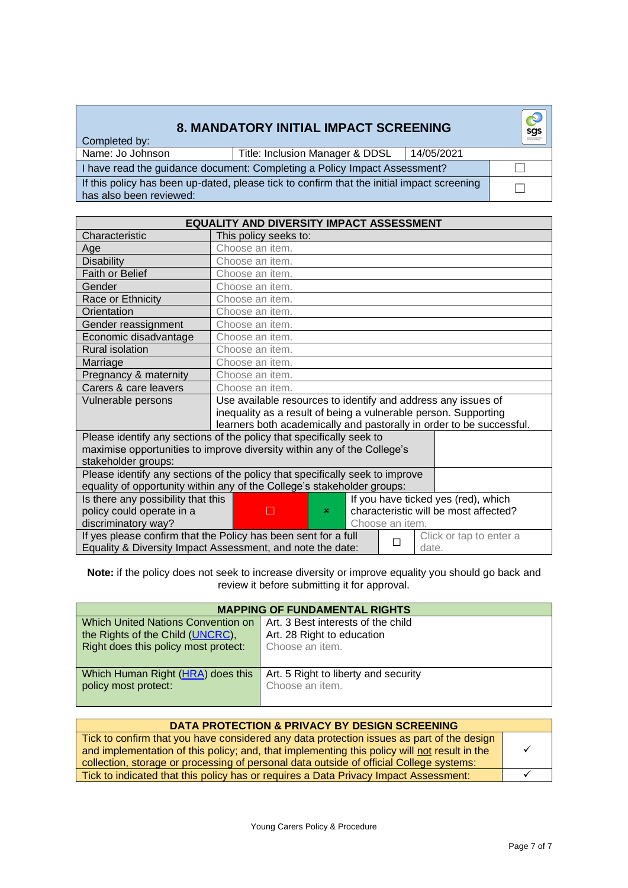# 8. MANDATORY INITIAL IMPACT SCREENING

| Completed by: | | | |
|---|---|---|---|
| Name: Jo Johnson | Title: Inclusion Manager & DDSL | 14/05/2021 | |
| I have read the guidance document: Completing a Policy Impact Assessment? | | | ☐ |
| If this policy has been up-dated, please tick to confirm that the initial impact screening has also been reviewed: | | | ☐ |

| EQUALITY AND DIVERSITY IMPACT ASSESSMENT | |
|---|---|
| Characteristic | This policy seeks to: |
| Age | Choose an item. |
| Disability | Choose an item. |
| Faith or Belief | Choose an item. |
| Gender | Choose an item. |
| Race or Ethnicity | Choose an item. |
| Orientation | Choose an item. |
| Gender reassignment | Choose an item. |
| Economic disadvantage | Choose an item. |
| Rural isolation | Choose an item. |
| Marriage | Choose an item. |
| Pregnancy & maternity | Choose an item. |
| Carers & care leavers | Choose an item. |
| Vulnerable persons | Use available resources to identify and address any issues of inequality as a result of being a vulnerable person. Supporting learners both academically and pastorally in order to be successful. |

| | |
|---|---|
| Please identify any sections of the policy that specifically seek to maximise opportunities to improve diversity within any of the College's stakeholder groups: | |
| Please identify any sections of the policy that specifically seek to improve equality of opportunity within any of the College's stakeholder groups: | |

| | | | |
|---|---|---|---|
| Is there any possibility that this policy could operate in a discriminatory way? | ☐ | ☒ | If you have ticked yes (red), which characteristic will be most affected? Choose an item. |
| If yes please confirm that the Policy has been sent for a full Equality & Diversity Impact Assessment, and note the date: | | ☐ | Click or tap to enter a date. |

**Note:** if the policy does not seek to increase diversity or improve equality you should go back and review it before submitting it for approval.

| MAPPING OF FUNDAMENTAL RIGHTS | |
|---|---|
| Which United Nations Convention on the Rights of the Child (UNCRC), Right does this policy most protect: | Art. 3 Best interests of the child<br>Art. 28 Right to education<br>Choose an item. |
| Which Human Right (HRA) does this policy most protect: | Art. 5 Right to liberty and security<br>Choose an item. |

| DATA PROTECTION & PRIVACY BY DESIGN SCREENING | |
|---|---|
| Tick to confirm that you have considered any data protection issues as part of the design and implementation of this policy; and, that implementing this policy will not result in the collection, storage or processing of personal data outside of official College systems: | ✓ |
| Tick to indicated that this policy has or requires a Data Privacy Impact Assessment: | ✓ |